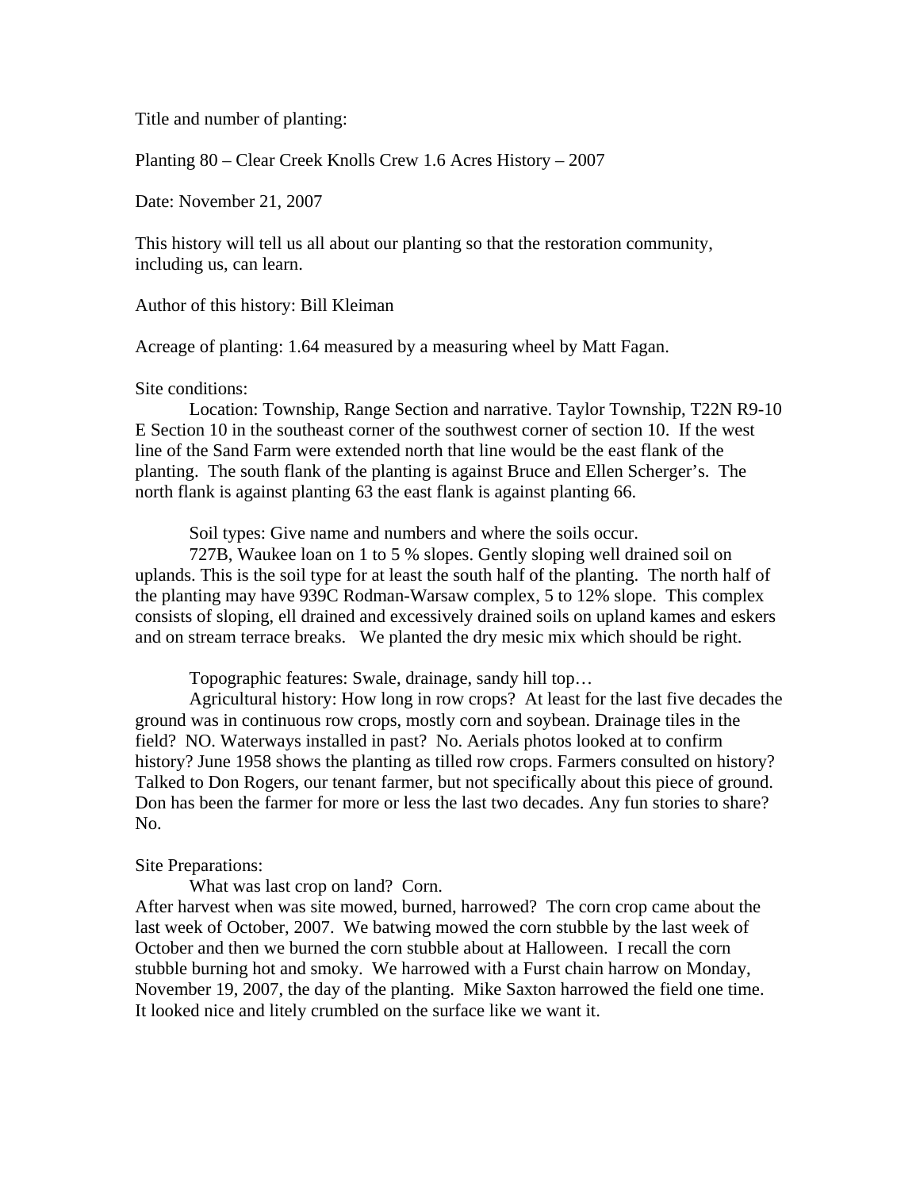Title and number of planting:

Planting 80 – Clear Creek Knolls Crew 1.6 Acres History – 2007

Date: November 21, 2007

This history will tell us all about our planting so that the restoration community, including us, can learn.

Author of this history: Bill Kleiman

Acreage of planting: 1.64 measured by a measuring wheel by Matt Fagan.

Site conditions:

Location: Township, Range Section and narrative. Taylor Township, T22N R9-10 E Section 10 in the southeast corner of the southwest corner of section 10. If the west line of the Sand Farm were extended north that line would be the east flank of the planting. The south flank of the planting is against Bruce and Ellen Scherger's. The north flank is against planting 63 the east flank is against planting 66.

Soil types: Give name and numbers and where the soils occur.

727B, Waukee loan on 1 to 5 % slopes. Gently sloping well drained soil on uplands. This is the soil type for at least the south half of the planting. The north half of the planting may have 939C Rodman-Warsaw complex, 5 to 12% slope. This complex consists of sloping, ell drained and excessively drained soils on upland kames and eskers and on stream terrace breaks. We planted the dry mesic mix which should be right.

Topographic features: Swale, drainage, sandy hill top…

Agricultural history: How long in row crops? At least for the last five decades the ground was in continuous row crops, mostly corn and soybean. Drainage tiles in the field? NO. Waterways installed in past? No. Aerials photos looked at to confirm history? June 1958 shows the planting as tilled row crops. Farmers consulted on history? Talked to Don Rogers, our tenant farmer, but not specifically about this piece of ground. Don has been the farmer for more or less the last two decades. Any fun stories to share? No.

Site Preparations:

What was last crop on land? Corn.

After harvest when was site mowed, burned, harrowed? The corn crop came about the last week of October, 2007. We batwing mowed the corn stubble by the last week of October and then we burned the corn stubble about at Halloween. I recall the corn stubble burning hot and smoky. We harrowed with a Furst chain harrow on Monday, November 19, 2007, the day of the planting. Mike Saxton harrowed the field one time. It looked nice and litely crumbled on the surface like we want it.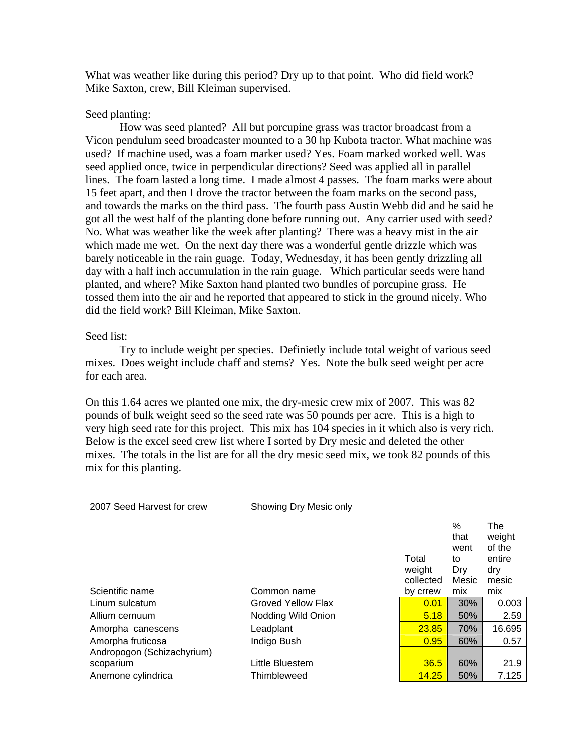What was weather like during this period? Dry up to that point. Who did field work? Mike Saxton, crew, Bill Kleiman supervised.

Seed planting:

How was seed planted? All but porcupine grass was tractor broadcast from a Vicon pendulum seed broadcaster mounted to a 30 hp Kubota tractor. What machine was used? If machine used, was a foam marker used? Yes. Foam marked worked well. Was seed applied once, twice in perpendicular directions? Seed was applied all in parallel lines. The foam lasted a long time. I made almost 4 passes. The foam marks were about 15 feet apart, and then I drove the tractor between the foam marks on the second pass, and towards the marks on the third pass. The fourth pass Austin Webb did and he said he got all the west half of the planting done before running out. Any carrier used with seed? No. What was weather like the week after planting? There was a heavy mist in the air which made me wet. On the next day there was a wonderful gentle drizzle which was barely noticeable in the rain guage. Today, Wednesday, it has been gently drizzling all day with a half inch accumulation in the rain guage. Which particular seeds were hand planted, and where? Mike Saxton hand planted two bundles of porcupine grass. He tossed them into the air and he reported that appeared to stick in the ground nicely. Who did the field work? Bill Kleiman, Mike Saxton.

Seed list:

Try to include weight per species. Definietly include total weight of various seed mixes. Does weight include chaff and stems? Yes. Note the bulk seed weight per acre for each area.

On this 1.64 acres we planted one mix, the dry-mesic crew mix of 2007. This was 82 pounds of bulk weight seed so the seed rate was 50 pounds per acre. This is a high to very high seed rate for this project. This mix has 104 species in it which also is very rich. Below is the excel seed crew list where I sorted by Dry mesic and deleted the other mixes. The totals in the list are for all the dry mesic seed mix, we took 82 pounds of this mix for this planting.

2007 Seed Harvest for crew — Showing Dry Mesic only

| Scientific name | Common name | Total weight collected by crrew | % that went to Dry Mesic mix | The weight of the entire dry mesic mix |
|---|---|---|---|---|
| Linum sulcatum | Groved Yellow Flax | 0.01 | 30% | 0.003 |
| Allium cernuum | Nodding Wild Onion | 5.18 | 50% | 2.59 |
| Amorpha canescens | Leadplant | 23.85 | 70% | 16.695 |
| Amorpha fruticosa | Indigo Bush | 0.95 | 60% | 0.57 |
| Andropogon (Schizachyrium) scoparium | Little Bluestem | 36.5 | 60% | 21.9 |
| Anemone cylindrica | Thimbleweed | 14.25 | 50% | 7.125 |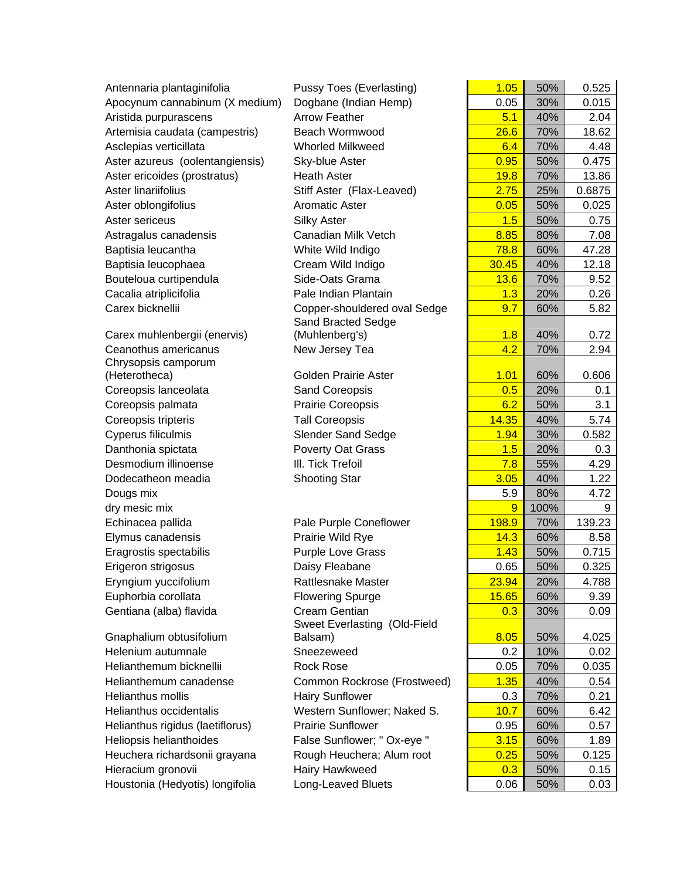| | | | | |
|---|---|---|---|---|
| Antennaria plantaginifolia | Pussy Toes (Everlasting) | 1.05 | 50% | 0.525 |
| Apocynum cannabinum (X medium) | Dogbane (Indian Hemp) | 0.05 | 30% | 0.015 |
| Aristida purpurascens | Arrow Feather | 5.1 | 40% | 2.04 |
| Artemisia caudata (campestris) | Beach Wormwood | 26.6 | 70% | 18.62 |
| Asclepias verticillata | Whorled Milkweed | 6.4 | 70% | 4.48 |
| Aster azureus (oolentangiensis) | Sky-blue Aster | 0.95 | 50% | 0.475 |
| Aster ericoides (prostratus) | Heath Aster | 19.8 | 70% | 13.86 |
| Aster linariifolius | Stiff Aster (Flax-Leaved) | 2.75 | 25% | 0.6875 |
| Aster oblongifolius | Aromatic Aster | 0.05 | 50% | 0.025 |
| Aster sericeus | Silky Aster | 1.5 | 50% | 0.75 |
| Astragalus canadensis | Canadian Milk Vetch | 8.85 | 80% | 7.08 |
| Baptisia leucantha | White Wild Indigo | 78.8 | 60% | 47.28 |
| Baptisia leucophaea | Cream Wild Indigo | 30.45 | 40% | 12.18 |
| Bouteloua curtipendula | Side-Oats Grama | 13.6 | 70% | 9.52 |
| Cacalia atriplicifolia | Pale Indian Plantain | 1.3 | 20% | 0.26 |
| Carex bicknellii | Copper-shouldered oval Sedge | 9.7 | 60% | 5.82 |
| Carex muhlenbergii (enervis) | Sand Bracted Sedge (Muhlenberg's) | 1.8 | 40% | 0.72 |
| Ceanothus americanus | New Jersey Tea | 4.2 | 70% | 2.94 |
| Chrysopsis camporum (Heterotheca) | Golden Prairie Aster | 1.01 | 60% | 0.606 |
| Coreopsis lanceolata | Sand Coreopsis | 0.5 | 20% | 0.1 |
| Coreopsis palmata | Prairie Coreopsis | 6.2 | 50% | 3.1 |
| Coreopsis tripteris | Tall Coreopsis | 14.35 | 40% | 5.74 |
| Cyperus filiculmis | Slender Sand Sedge | 1.94 | 30% | 0.582 |
| Danthonia spictata | Poverty Oat Grass | 1.5 | 20% | 0.3 |
| Desmodium illinoense | Ill. Tick Trefoil | 7.8 | 55% | 4.29 |
| Dodecatheon meadia | Shooting Star | 3.05 | 40% | 1.22 |
| Dougs mix | | 5.9 | 80% | 4.72 |
| dry mesic mix | | 9 | 100% | 9 |
| Echinacea pallida | Pale Purple Coneflower | 198.9 | 70% | 139.23 |
| Elymus canadensis | Prairie Wild Rye | 14.3 | 60% | 8.58 |
| Eragrostis spectabilis | Purple Love Grass | 1.43 | 50% | 0.715 |
| Erigeron strigosus | Daisy Fleabane | 0.65 | 50% | 0.325 |
| Eryngium yuccifolium | Rattlesnake Master | 23.94 | 20% | 4.788 |
| Euphorbia corollata | Flowering Spurge | 15.65 | 60% | 9.39 |
| Gentiana (alba) flavida | Cream Gentian | 0.3 | 30% | 0.09 |
| Gnaphalium obtusifolium | Sweet Everlasting (Old-Field Balsam) | 8.05 | 50% | 4.025 |
| Helenium autumnale | Sneezeweed | 0.2 | 10% | 0.02 |
| Helianthemum bicknellii | Rock Rose | 0.05 | 70% | 0.035 |
| Helianthemum canadense | Common Rockrose (Frostweed) | 1.35 | 40% | 0.54 |
| Helianthus mollis | Hairy Sunflower | 0.3 | 70% | 0.21 |
| Helianthus occidentalis | Western Sunflower; Naked S. | 10.7 | 60% | 6.42 |
| Helianthus rigidus (laetiflorus) | Prairie Sunflower | 0.95 | 60% | 0.57 |
| Heliopsis helianthoides | False Sunflower; " Ox-eye " | 3.15 | 60% | 1.89 |
| Heuchera richardsonii grayana | Rough Heuchera; Alum root | 0.25 | 50% | 0.125 |
| Hieracium gronovii | Hairy Hawkweed | 0.3 | 50% | 0.15 |
| Houstonia (Hedyotis) longifolia | Long-Leaved Bluets | 0.06 | 50% | 0.03 |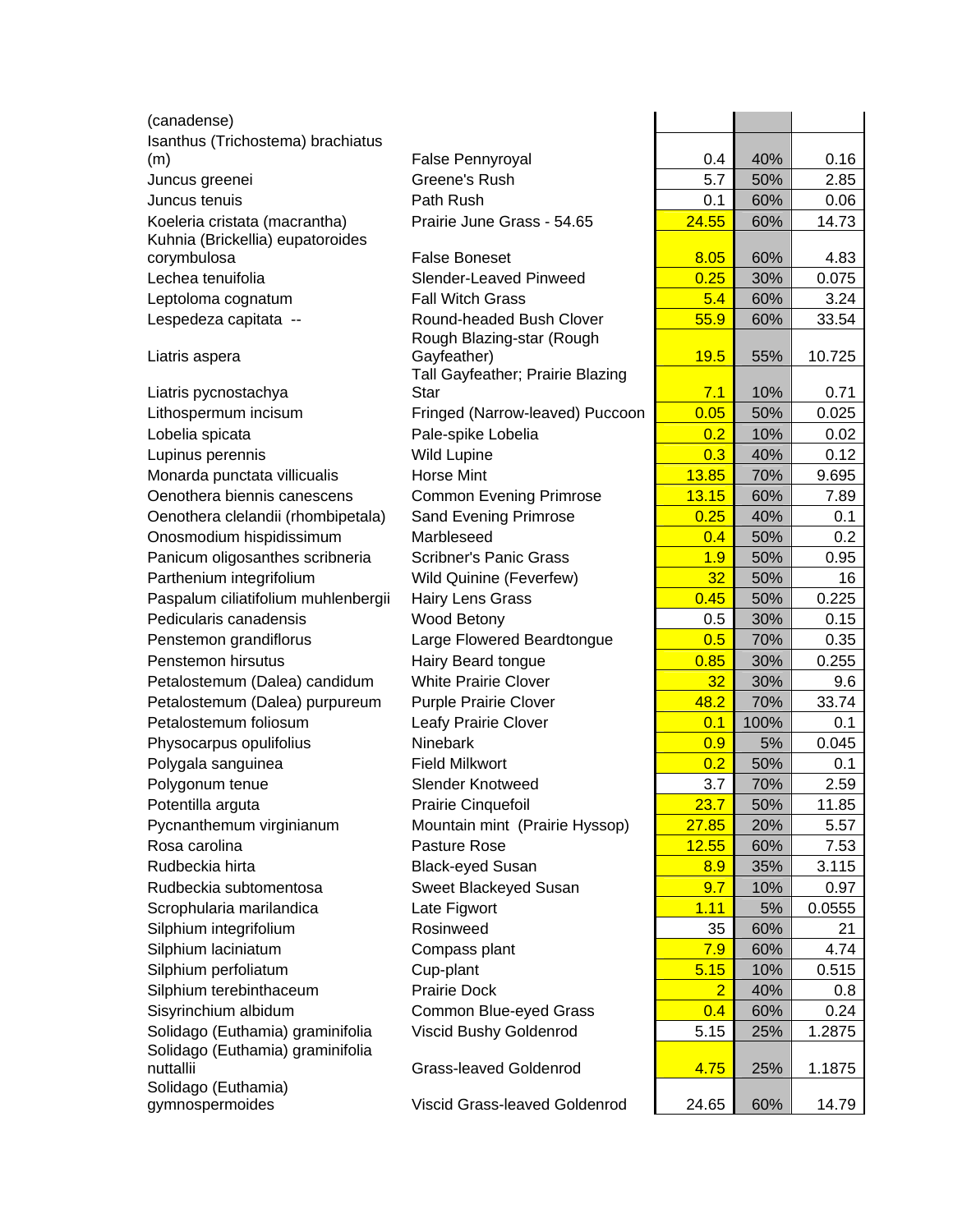| | | | | |
|---|---|---|---|---|
| (canadense) | | | | |
| Isanthus (Trichostema) brachiatus (m) | False Pennyroyal | 0.4 | 40% | 0.16 |
| Juncus greenei | Greene's Rush | 5.7 | 50% | 2.85 |
| Juncus tenuis | Path Rush | 0.1 | 60% | 0.06 |
| Koeleria cristata (macrantha) | Prairie June Grass - 54.65 | 24.55 | 60% | 14.73 |
| Kuhnia (Brickellia) eupatoroides corymbulosa | False Boneset | 8.05 | 60% | 4.83 |
| Lechea tenuifolia | Slender-Leaved Pinweed | 0.25 | 30% | 0.075 |
| Leptoloma cognatum | Fall Witch Grass | 5.4 | 60% | 3.24 |
| Lespedeza capitata -- | Round-headed Bush Clover | 55.9 | 60% | 33.54 |
| Liatris aspera | Rough Blazing-star (Rough Gayfeather) | 19.5 | 55% | 10.725 |
| Liatris pycnostachya | Tall Gayfeather; Prairie Blazing Star | 7.1 | 10% | 0.71 |
| Lithospermum incisum | Fringed (Narrow-leaved) Puccoon | 0.05 | 50% | 0.025 |
| Lobelia spicata | Pale-spike Lobelia | 0.2 | 10% | 0.02 |
| Lupinus perennis | Wild Lupine | 0.3 | 40% | 0.12 |
| Monarda punctata villicualis | Horse Mint | 13.85 | 70% | 9.695 |
| Oenothera biennis canescens | Common Evening Primrose | 13.15 | 60% | 7.89 |
| Oenothera clelandii (rhombipetala) | Sand Evening Primrose | 0.25 | 40% | 0.1 |
| Onosmodium hispidissimum | Marbleseed | 0.4 | 50% | 0.2 |
| Panicum oligosanthes scribneria | Scribner's Panic Grass | 1.9 | 50% | 0.95 |
| Parthenium integrifolium | Wild Quinine (Feverfew) | 32 | 50% | 16 |
| Paspalum ciliatifolium muhlenbergii | Hairy Lens Grass | 0.45 | 50% | 0.225 |
| Pedicularis canadensis | Wood Betony | 0.5 | 30% | 0.15 |
| Penstemon grandiflorus | Large Flowered Beardtongue | 0.5 | 70% | 0.35 |
| Penstemon hirsutus | Hairy Beard tongue | 0.85 | 30% | 0.255 |
| Petalostemum (Dalea) candidum | White Prairie Clover | 32 | 30% | 9.6 |
| Petalostemum (Dalea) purpureum | Purple Prairie Clover | 48.2 | 70% | 33.74 |
| Petalostemum foliosum | Leafy Prairie Clover | 0.1 | 100% | 0.1 |
| Physocarpus opulifolius | Ninebark | 0.9 | 5% | 0.045 |
| Polygala sanguinea | Field Milkwort | 0.2 | 50% | 0.1 |
| Polygonum tenue | Slender Knotweed | 3.7 | 70% | 2.59 |
| Potentilla arguta | Prairie Cinquefoil | 23.7 | 50% | 11.85 |
| Pycnanthemum virginianum | Mountain mint (Prairie Hyssop) | 27.85 | 20% | 5.57 |
| Rosa carolina | Pasture Rose | 12.55 | 60% | 7.53 |
| Rudbeckia hirta | Black-eyed Susan | 8.9 | 35% | 3.115 |
| Rudbeckia subtomentosa | Sweet Blackeyed Susan | 9.7 | 10% | 0.97 |
| Scrophularia marilandica | Late Figwort | 1.11 | 5% | 0.0555 |
| Silphium integrifolium | Rosinweed | 35 | 60% | 21 |
| Silphium laciniatum | Compass plant | 7.9 | 60% | 4.74 |
| Silphium perfoliatum | Cup-plant | 5.15 | 10% | 0.515 |
| Silphium terebinthaceum | Prairie Dock | 2 | 40% | 0.8 |
| Sisyrinchium albidum | Common Blue-eyed Grass | 0.4 | 60% | 0.24 |
| Solidago (Euthamia) graminifolia | Viscid Bushy Goldenrod | 5.15 | 25% | 1.2875 |
| Solidago (Euthamia) graminifolia nuttallii | Grass-leaved Goldenrod | 4.75 | 25% | 1.1875 |
| Solidago (Euthamia) gymnospermoides | Viscid Grass-leaved Goldenrod | 24.65 | 60% | 14.79 |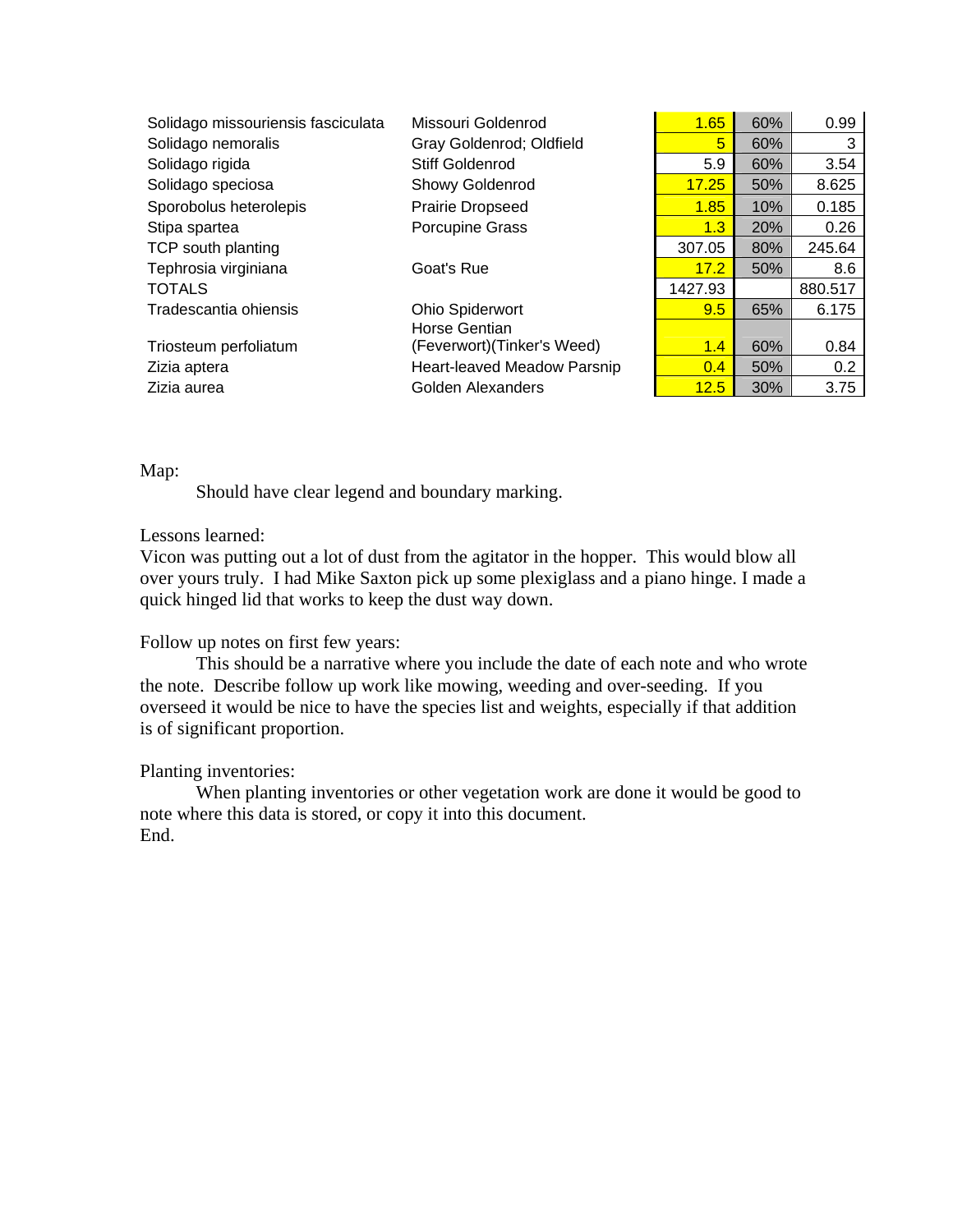| | | | | |
|---|---|---|---|---|
| Solidago missouriensis fasciculata | Missouri Goldenrod | 1.65 | 60% | 0.99 |
| Solidago nemoralis | Gray Goldenrod; Oldfield | 5 | 60% | 3 |
| Solidago rigida | Stiff Goldenrod | 5.9 | 60% | 3.54 |
| Solidago speciosa | Showy Goldenrod | 17.25 | 50% | 8.625 |
| Sporobolus heterolepis | Prairie Dropseed | 1.85 | 10% | 0.185 |
| Stipa spartea | Porcupine Grass | 1.3 | 20% | 0.26 |
| TCP south planting | | 307.05 | 80% | 245.64 |
| Tephrosia virginiana | Goat's Rue | 17.2 | 50% | 8.6 |
| TOTALS | | 1427.93 | | 880.517 |
| Tradescantia ohiensis | Ohio Spiderwort | 9.5 | 65% | 6.175 |
| Triosteum perfoliatum | Horse Gentian (Feverwort)(Tinker's Weed) | 1.4 | 60% | 0.84 |
| Zizia aptera | Heart-leaved Meadow Parsnip | 0.4 | 50% | 0.2 |
| Zizia aurea | Golden Alexanders | 12.5 | 30% | 3.75 |

Map:

Should have clear legend and boundary marking.

Lessons learned:

Vicon was putting out a lot of dust from the agitator in the hopper. This would blow all over yours truly. I had Mike Saxton pick up some plexiglass and a piano hinge. I made a quick hinged lid that works to keep the dust way down.

Follow up notes on first few years:

This should be a narrative where you include the date of each note and who wrote the note. Describe follow up work like mowing, weeding and over-seeding. If you overseed it would be nice to have the species list and weights, especially if that addition is of significant proportion.

Planting inventories:

When planting inventories or other vegetation work are done it would be good to note where this data is stored, or copy it into this document.

End.